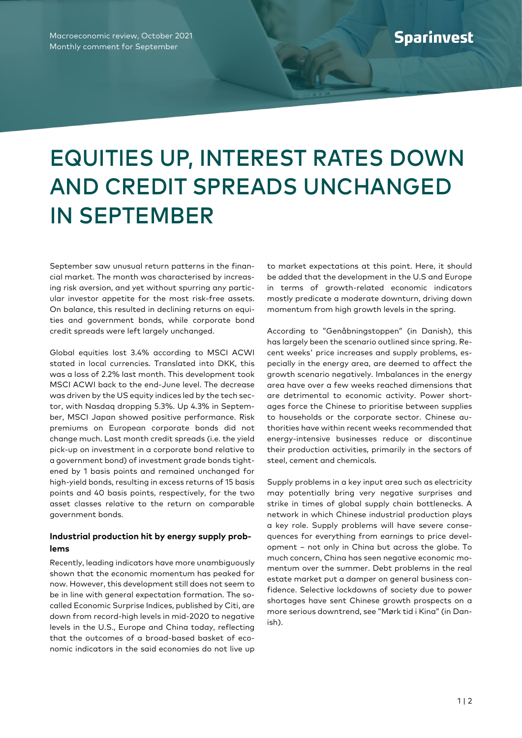Macroeconomic review, October 2021
Monthly comment for September

# EQUITIES UP, INTEREST RATES DOWN AND CREDIT SPREADS UNCHANGED IN SEPTEMBER

September saw unusual return patterns in the financial market. The month was characterised by increasing risk aversion, and yet without spurring any particular investor appetite for the most risk-free assets. On balance, this resulted in declining returns on equities and government bonds, while corporate bond credit spreads were left largely unchanged.

Global equities lost 3.4% according to MSCI ACWI stated in local currencies. Translated into DKK, this was a loss of 2.2% last month. This development took MSCI ACWI back to the end-June level. The decrease was driven by the US equity indices led by the tech sector, with Nasdaq dropping 5.3%. Up 4.3% in September, MSCI Japan showed positive performance. Risk premiums on European corporate bonds did not change much. Last month credit spreads (i.e. the yield pick-up on investment in a corporate bond relative to a government bond) of investment grade bonds tightened by 1 basis points and remained unchanged for high-yield bonds, resulting in excess returns of 15 basis points and 40 basis points, respectively, for the two asset classes relative to the return on comparable government bonds.

### Industrial production hit by energy supply problems

Recently, leading indicators have more unambiguously shown that the economic momentum has peaked for now. However, this development still does not seem to be in line with general expectation formation. The so-called Economic Surprise Indices, published by Citi, are down from record-high levels in mid-2020 to negative levels in the U.S., Europe and China today, reflecting that the outcomes of a broad-based basket of economic indicators in the said economies do not live up to market expectations at this point. Here, it should be added that the development in the U.S and Europe in terms of growth-related economic indicators mostly predicate a moderate downturn, driving down momentum from high growth levels in the spring.

According to "Genåbningstoppen" (in Danish), this has largely been the scenario outlined since spring. Recent weeks' price increases and supply problems, especially in the energy area, are deemed to affect the growth scenario negatively. Imbalances in the energy area have over a few weeks reached dimensions that are detrimental to economic activity. Power shortages force the Chinese to prioritise between supplies to households or the corporate sector. Chinese authorities have within recent weeks recommended that energy-intensive businesses reduce or discontinue their production activities, primarily in the sectors of steel, cement and chemicals.

Supply problems in a key input area such as electricity may potentially bring very negative surprises and strike in times of global supply chain bottlenecks. A network in which Chinese industrial production plays a key role. Supply problems will have severe consequences for everything from earnings to price development – not only in China but across the globe. To much concern, China has seen negative economic momentum over the summer. Debt problems in the real estate market put a damper on general business confidence. Selective lockdowns of society due to power shortages have sent Chinese growth prospects on a more serious downtrend, see "Mørk tid i Kina" (in Danish).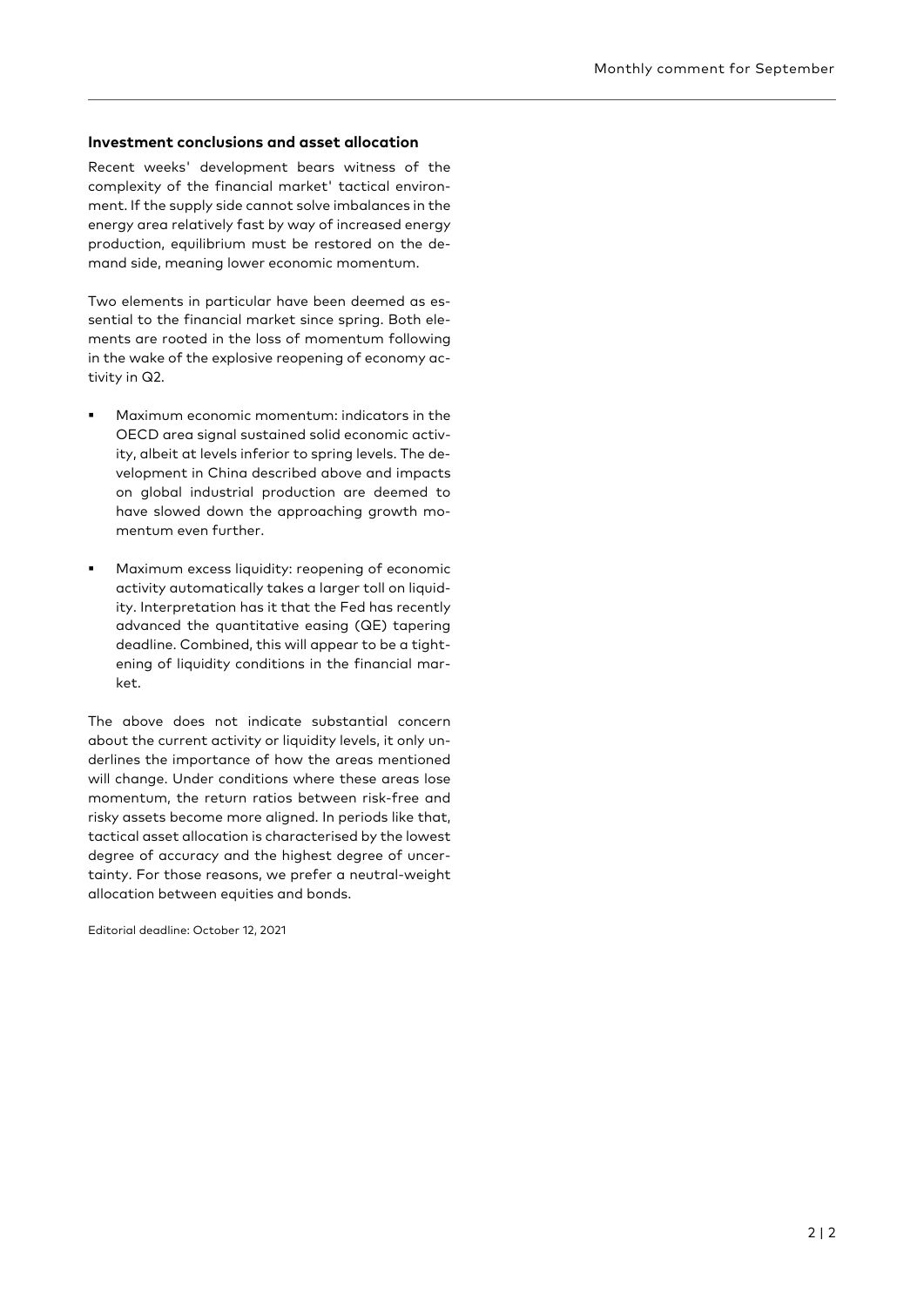## Investment conclusions and asset allocation

Recent weeks' development bears witness of the complexity of the financial market' tactical environment. If the supply side cannot solve imbalances in the energy area relatively fast by way of increased energy production, equilibrium must be restored on the demand side, meaning lower economic momentum.

Two elements in particular have been deemed as essential to the financial market since spring. Both elements are rooted in the loss of momentum following in the wake of the explosive reopening of economy activity in Q2.

- Maximum economic momentum: indicators in the OECD area signal sustained solid economic activity, albeit at levels inferior to spring levels. The development in China described above and impacts on global industrial production are deemed to have slowed down the approaching growth momentum even further.
- Maximum excess liquidity: reopening of economic activity automatically takes a larger toll on liquidity. Interpretation has it that the Fed has recently advanced the quantitative easing (QE) tapering deadline. Combined, this will appear to be a tightening of liquidity conditions in the financial market.

The above does not indicate substantial concern about the current activity or liquidity levels, it only underlines the importance of how the areas mentioned will change. Under conditions where these areas lose momentum, the return ratios between risk-free and risky assets become more aligned. In periods like that, tactical asset allocation is characterised by the lowest degree of accuracy and the highest degree of uncertainty. For those reasons, we prefer a neutral-weight allocation between equities and bonds.

Editorial deadline: October 12, 2021